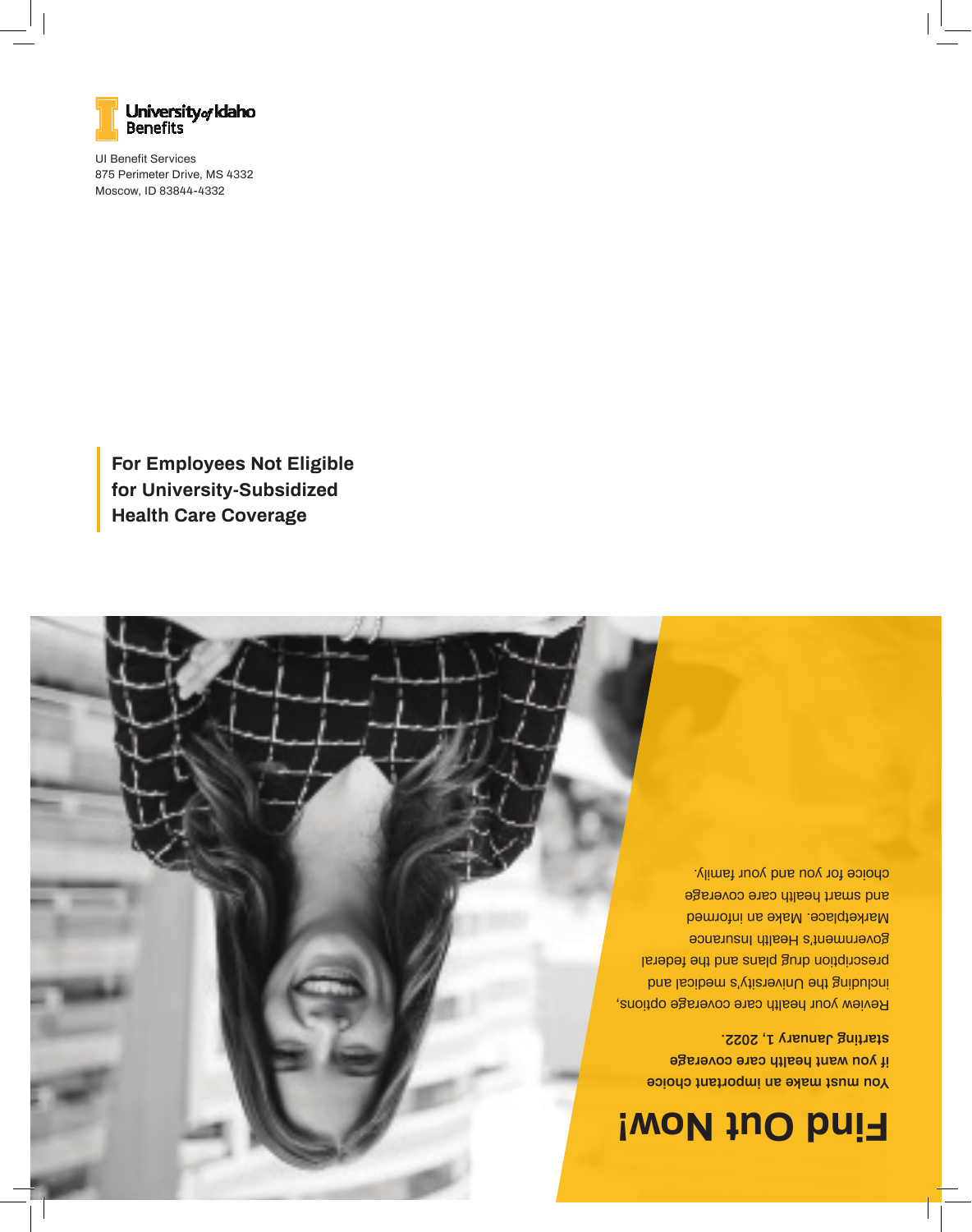University of Idaho Benefits

UI Benefit Services
875 Perimeter Drive, MS 4332
Moscow, ID 83844-4332

**For Employees Not Eligible for University-Subsidized Health Care Coverage**

# Find Out Now!

**You must make an important choice if you want health care coverage starting January 1, 2022.**

Review your health care coverage options, including the University's medical and prescription drug plans and the federal government's Health Insurance Marketplace. Make an informed and smart health care coverage choice for you and your family.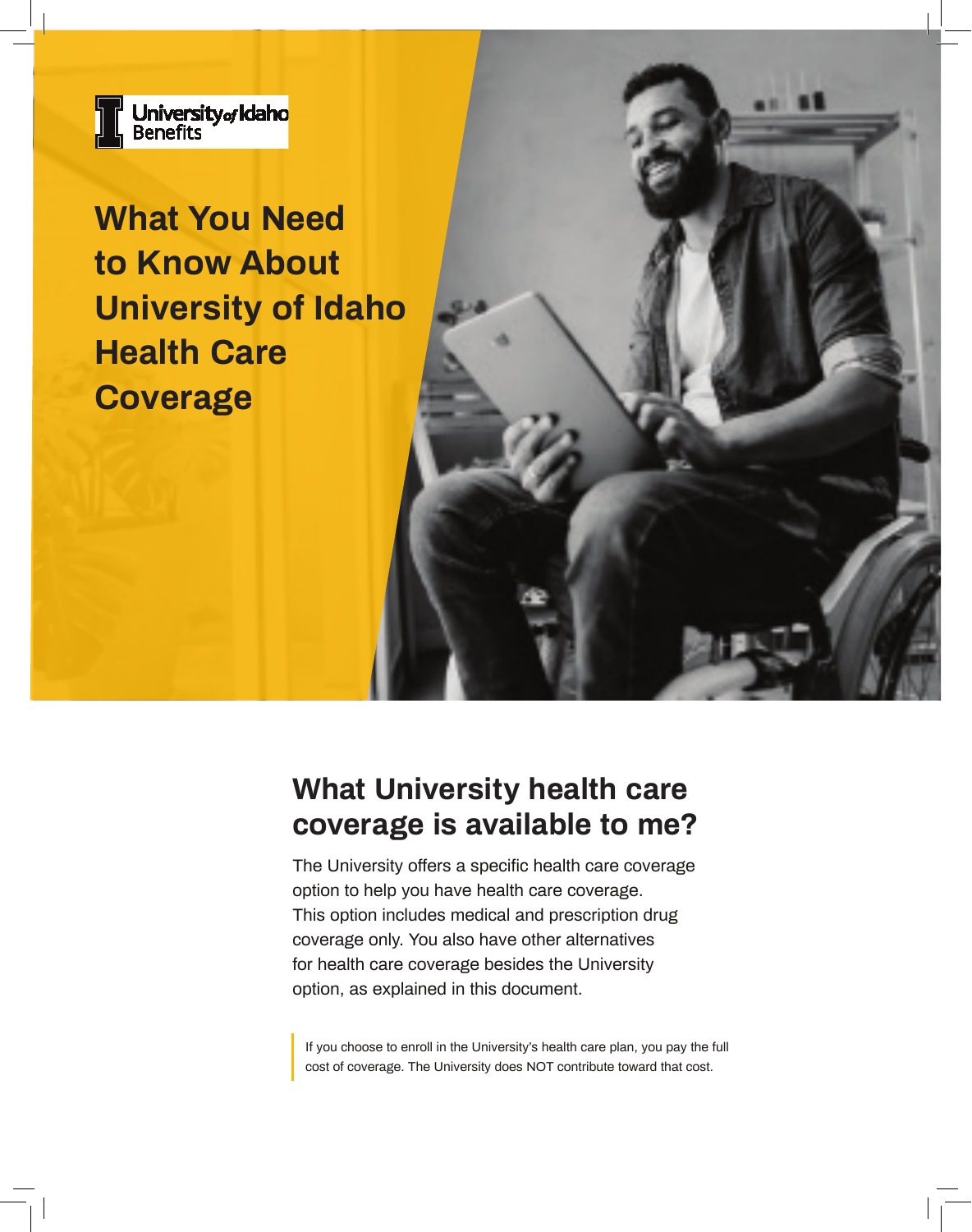University of Idaho Benefits

# What You Need to Know About University of Idaho Health Care Coverage

## What University health care coverage is available to me?

The University offers a specific health care coverage option to help you have health care coverage. This option includes medical and prescription drug coverage only. You also have other alternatives for health care coverage besides the University option, as explained in this document.

> If you choose to enroll in the University's health care plan, you pay the full cost of coverage. The University does NOT contribute toward that cost.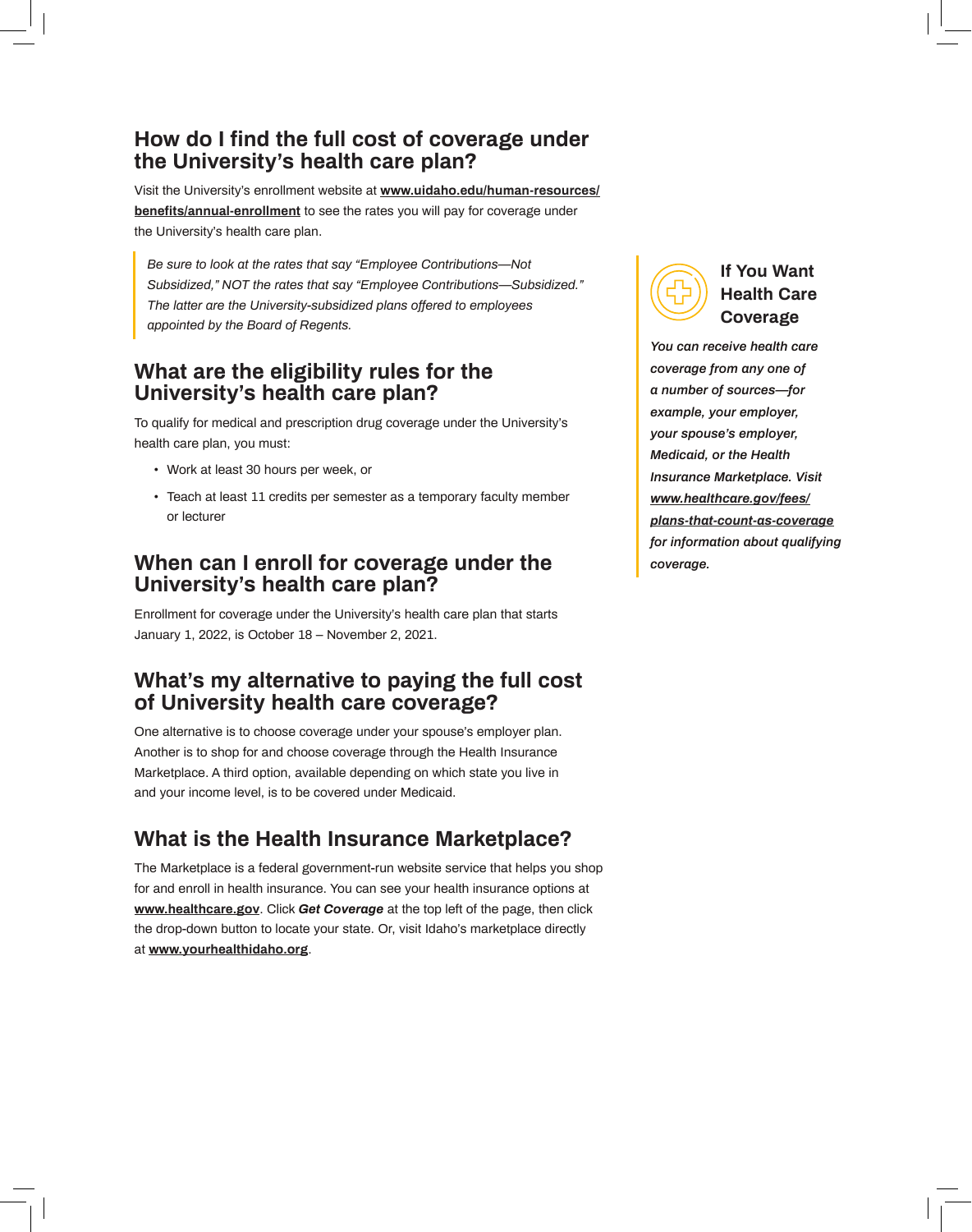## How do I find the full cost of coverage under the University's health care plan?

Visit the University's enrollment website at **www.uidaho.edu/human-resources/benefits/annual-enrollment** to see the rates you will pay for coverage under the University's health care plan.

> *Be sure to look at the rates that say "Employee Contributions—Not Subsidized," NOT the rates that say "Employee Contributions—Subsidized." The latter are the University-subsidized plans offered to employees appointed by the Board of Regents.*

## What are the eligibility rules for the University's health care plan?

To qualify for medical and prescription drug coverage under the University's health care plan, you must:

- Work at least 30 hours per week, or
- Teach at least 11 credits per semester as a temporary faculty member or lecturer

## When can I enroll for coverage under the University's health care plan?

Enrollment for coverage under the University's health care plan that starts January 1, 2022, is October 18 – November 2, 2021.

## What's my alternative to paying the full cost of University health care coverage?

One alternative is to choose coverage under your spouse's employer plan. Another is to shop for and choose coverage through the Health Insurance Marketplace. A third option, available depending on which state you live in and your income level, is to be covered under Medicaid.

## What is the Health Insurance Marketplace?

The Marketplace is a federal government-run website service that helps you shop for and enroll in health insurance. You can see your health insurance options at **www.healthcare.gov**. Click ***Get Coverage*** at the top left of the page, then click the drop-down button to locate your state. Or, visit Idaho's marketplace directly at **www.yourhealthidaho.org**.

### If You Want Health Care Coverage

***You can receive health care coverage from any one of a number of sources—for example, your employer, your spouse's employer, Medicaid, or the Health Insurance Marketplace. Visit www.healthcare.gov/fees/plans-that-count-as-coverage for information about qualifying coverage.***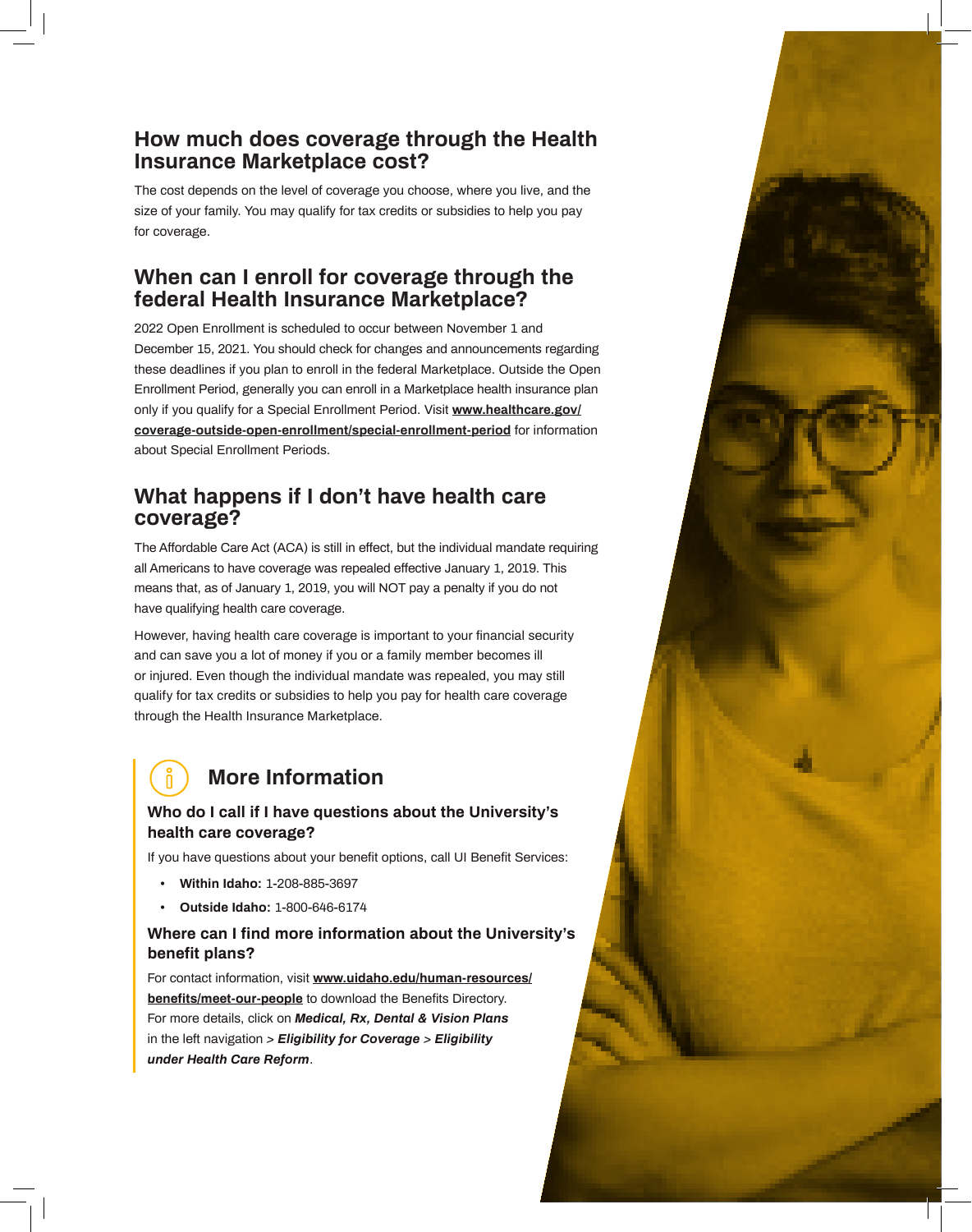## How much does coverage through the Health Insurance Marketplace cost?

The cost depends on the level of coverage you choose, where you live, and the size of your family. You may qualify for tax credits or subsidies to help you pay for coverage.

## When can I enroll for coverage through the federal Health Insurance Marketplace?

2022 Open Enrollment is scheduled to occur between November 1 and December 15, 2021. You should check for changes and announcements regarding these deadlines if you plan to enroll in the federal Marketplace. Outside the Open Enrollment Period, generally you can enroll in a Marketplace health insurance plan only if you qualify for a Special Enrollment Period. Visit **www.healthcare.gov/coverage-outside-open-enrollment/special-enrollment-period** for information about Special Enrollment Periods.

## What happens if I don't have health care coverage?

The Affordable Care Act (ACA) is still in effect, but the individual mandate requiring all Americans to have coverage was repealed effective January 1, 2019. This means that, as of January 1, 2019, you will NOT pay a penalty if you do not have qualifying health care coverage.

However, having health care coverage is important to your financial security and can save you a lot of money if you or a family member becomes ill or injured. Even though the individual mandate was repealed, you may still qualify for tax credits or subsidies to help you pay for health care coverage through the Health Insurance Marketplace.

## More Information

### Who do I call if I have questions about the University's health care coverage?

If you have questions about your benefit options, call UI Benefit Services:

- **Within Idaho:** 1-208-885-3697
- **Outside Idaho:** 1-800-646-6174

### Where can I find more information about the University's benefit plans?

For contact information, visit **www.uidaho.edu/human-resources/benefits/meet-our-people** to download the Benefits Directory. For more details, click on ***Medical, Rx, Dental & Vision Plans*** in the left navigation > ***Eligibility for Coverage*** > ***Eligibility under Health Care Reform***.